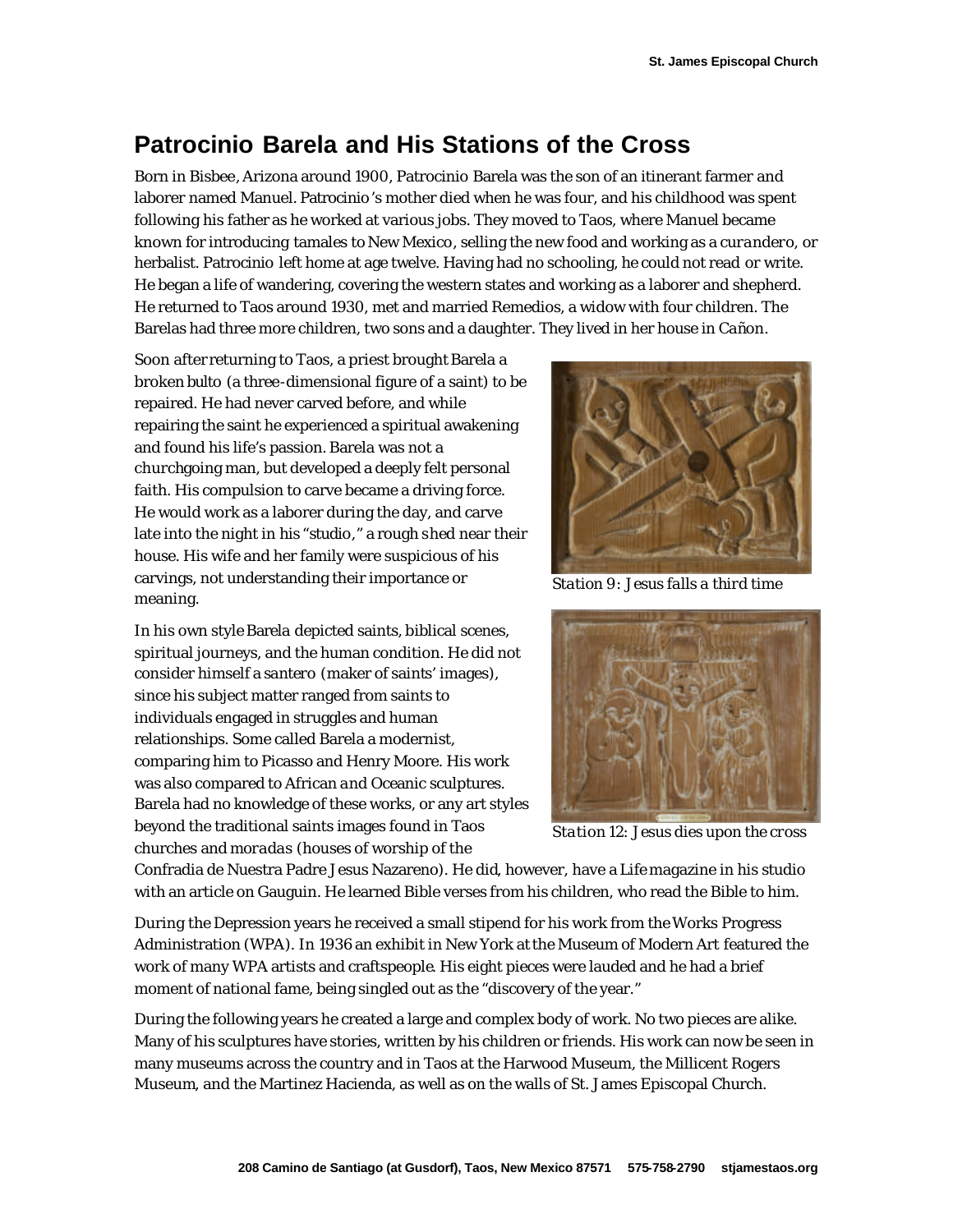# Patrocinio Barela and His Stations of the Cross

Born in Bisbee, Arizona around 1900, Patrocinio Barela was the son of an itinerant farmer and laborer named Manuel. Patrocinio's mother died when he was four, and his childhood was spent following his father as he worked at various jobs. They moved to Taos, where Manuel became known for introducing tamales to New Mexico, selling the new food and working as a *curandero*, or herbalist. Patrocinio left home at age twelve. Having had no schooling, he could not read or write. He began a life of wandering, covering the western states and working as a laborer and shepherd. He returned to Taos around 1930, met and married Remedios, a widow with four children. The Barelas had three more children, two sons and a daughter. They lived in her house in Cañon.

Soon after returning to Taos, a priest brought Barela a broken bulto (a three-dimensional figure of a saint) to be repaired. He had never carved before, and while repairing the saint he experienced a spiritual awakening and found his life's passion. Barela was not a churchgoing man, but developed a deeply felt personal faith. His compulsion to carve became a driving force. He would work as a laborer during the day, and carve late into the night in his "studio," a rough shed near their house. His wife and her family were suspicious of his carvings, not understanding their importance or meaning.

*Station 9: Jesus falls a third time*

*Station 12: Jesus dies upon the cross*

In his own style Barela depicted saints, biblical scenes, spiritual journeys, and the human condition. He did not consider himself a *santero* (maker of saints' images), since his subject matter ranged from saints to individuals engaged in struggles and human relationships. Some called Barela a modernist, comparing him to Picasso and Henry Moore. His work was also compared to African and Oceanic sculptures. Barela had no knowledge of these works, or any art styles beyond the traditional saints images found in Taos churches and *moradas* (houses of worship of the Confradia de Nuestra Padre Jesus Nazareno). He did, however, have a *Life* magazine in his studio with an article on Gauguin. He learned Bible verses from his children, who read the Bible to him.

During the Depression years he received a small stipend for his work from the Works Progress Administration (WPA). In 1936 an exhibit in New York at the Museum of Modern Art featured the work of many WPA artists and craftspeople. His eight pieces were lauded and he had a brief moment of national fame, being singled out as the "discovery of the year."

During the following years he created a large and complex body of work. No two pieces are alike. Many of his sculptures have stories, written by his children or friends. His work can now be seen in many museums across the country and in Taos at the Harwood Museum, the Millicent Rogers Museum, and the Martinez Hacienda, as well as on the walls of St. James Episcopal Church.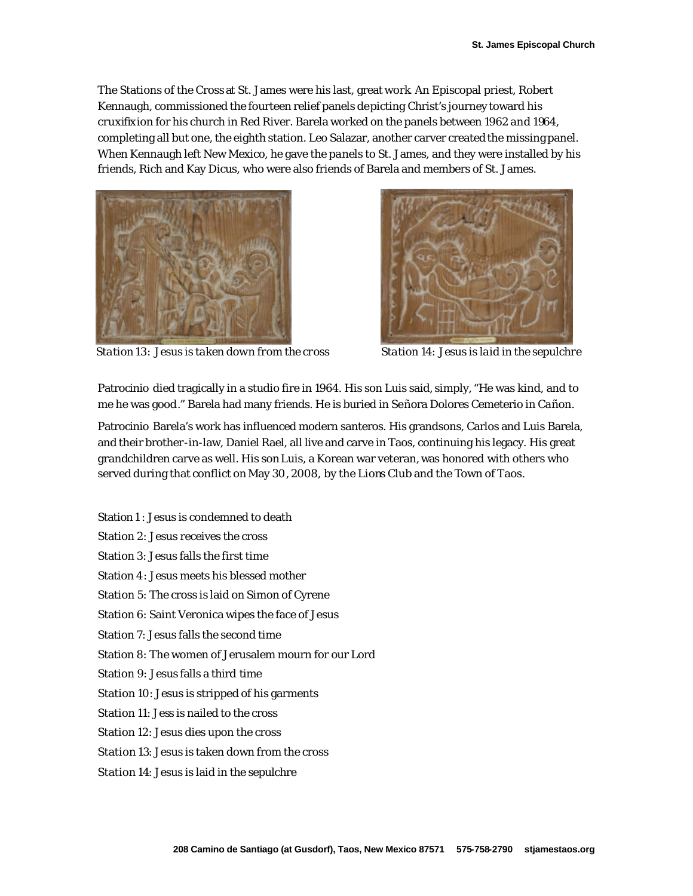The Stations of the Cross at St. James were his last, great work. An Episcopal priest, Robert Kennaugh, commissioned the fourteen relief panels depicting Christ's journey toward his cruxifixion for his church in Red River. Barela worked on the panels between 1962 and 1964, completing all but one, the eighth station. Leo Salazar, another carver created the missing panel. When Kennaugh left New Mexico, he gave the panels to St. James, and they were installed by his friends, Rich and Kay Dicus, who were also friends of Barela and members of St. James.

*Station 13: Jesus is taken down from the cross*

*Station 14: Jesus is laid in the sepulchre*

Patrocinio died tragically in a studio fire in 1964. His son Luis said, simply, "He was kind, and to me he was good." Barela had many friends. He is buried in Señora Dolores Cemeterio in Cañon.

Patrocinio Barela's work has influenced modern santeros. His grandsons, Carlos and Luis Barela, and their brother-in-law, Daniel Rael, all live and carve in Taos, continuing his legacy. His great grandchildren carve as well. His son Luis, a Korean war veteran, was honored with others who served during that conflict on May 30, 2008, by the Lions Club and the Town of Taos.

Station 1: Jesus is condemned to death

Station 2: Jesus receives the cross

Station 3: Jesus falls the first time

Station 4: Jesus meets his blessed mother

Station 5: The cross is laid on Simon of Cyrene

Station 6: Saint Veronica wipes the face of Jesus

Station 7: Jesus falls the second time

Station 8: The women of Jerusalem mourn for our Lord

Station 9: Jesus falls a third time

Station 10: Jesus is stripped of his garments

Station 11: Jess is nailed to the cross

Station 12: Jesus dies upon the cross

Station 13: Jesus is taken down from the cross

Station 14: Jesus is laid in the sepulchre

208 Camino de Santiago (at Gusdorf), Taos, New Mexico 87571 575-758-2790 stjamestaos.org